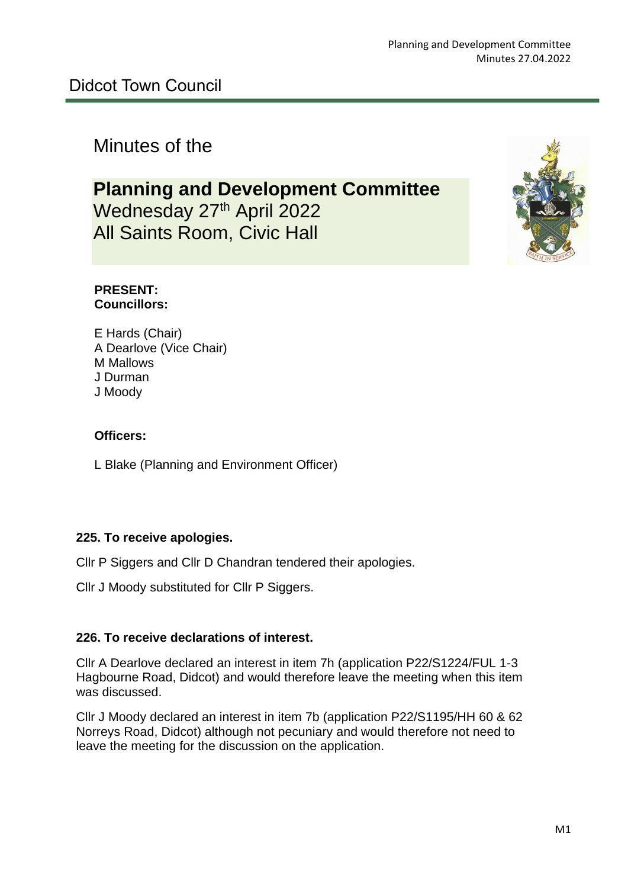Didcot Town Council

# Minutes of the

## Planning and Development Committee

Wednesday 27th April 2022
All Saints Room, Civic Hall

**PRESENT:**
**Councillors:**

E Hards (Chair)
A Dearlove (Vice Chair)
M Mallows
J Durman
J Moody

**Officers:**

L Blake (Planning and Environment Officer)

### 225. To receive apologies.

Cllr P Siggers and Cllr D Chandran tendered their apologies.

Cllr J Moody substituted for Cllr P Siggers.

### 226. To receive declarations of interest.

Cllr A Dearlove declared an interest in item 7h (application P22/S1224/FUL 1-3 Hagbourne Road, Didcot) and would therefore leave the meeting when this item was discussed.

Cllr J Moody declared an interest in item 7b (application P22/S1195/HH 60 & 62 Norreys Road, Didcot) although not pecuniary and would therefore not need to leave the meeting for the discussion on the application.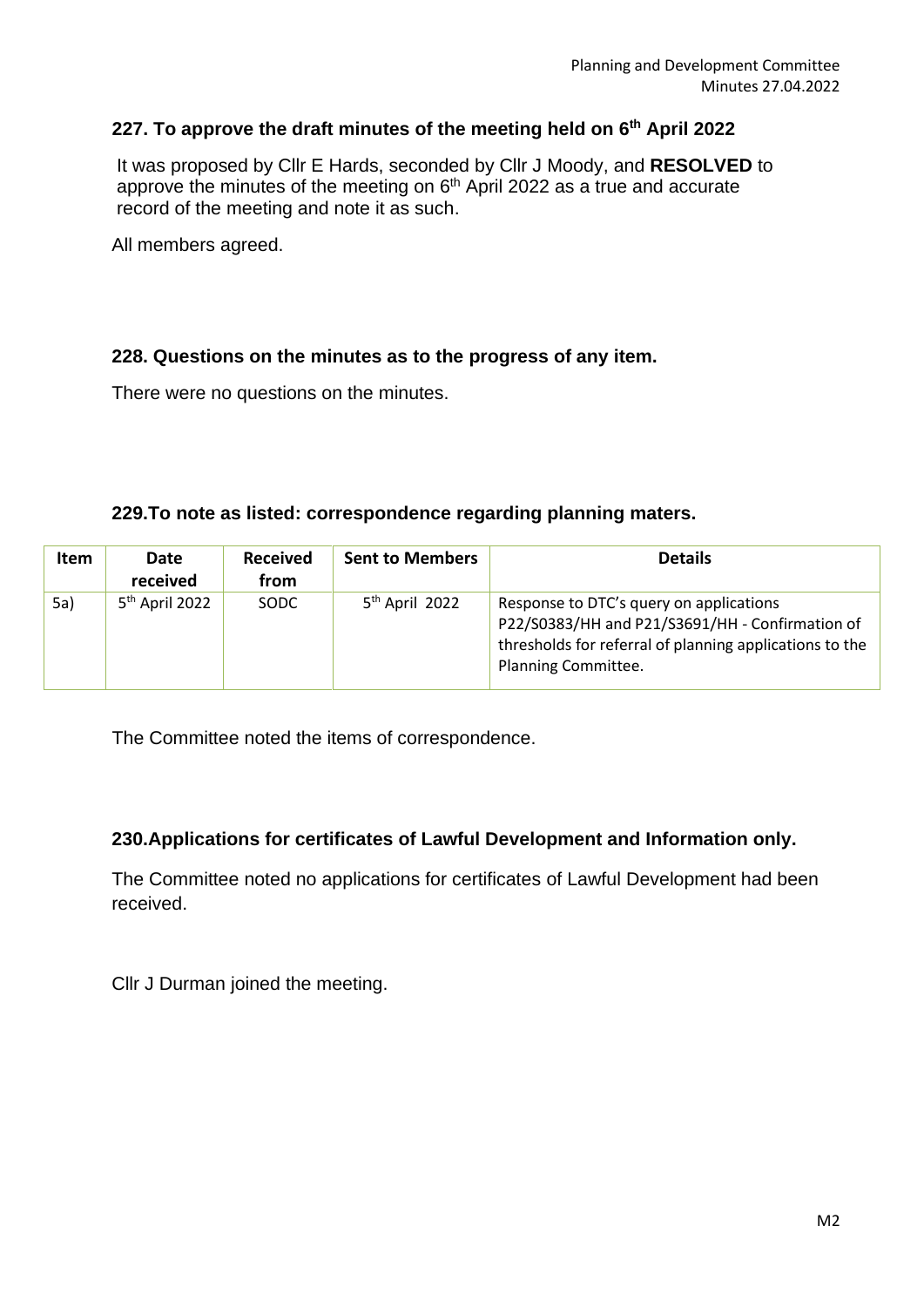### 227. To approve the draft minutes of the meeting held on 6th April 2022

It was proposed by Cllr E Hards, seconded by Cllr J Moody, and **RESOLVED** to approve the minutes of the meeting on 6th April 2022 as a true and accurate record of the meeting and note it as such.

All members agreed.

### 228. Questions on the minutes as to the progress of any item.

There were no questions on the minutes.

### 229.To note as listed: correspondence regarding planning maters.

| Item | Date received | Received from | Sent to Members | Details |
|---|---|---|---|---|
| 5a) | 5th April 2022 | SODC | 5th April 2022 | Response to DTC's query on applications P22/S0383/HH and P21/S3691/HH - Confirmation of thresholds for referral of planning applications to the Planning Committee. |

The Committee noted the items of correspondence.

### 230.Applications for certificates of Lawful Development and Information only.

The Committee noted no applications for certificates of Lawful Development had been received.

Cllr J Durman joined the meeting.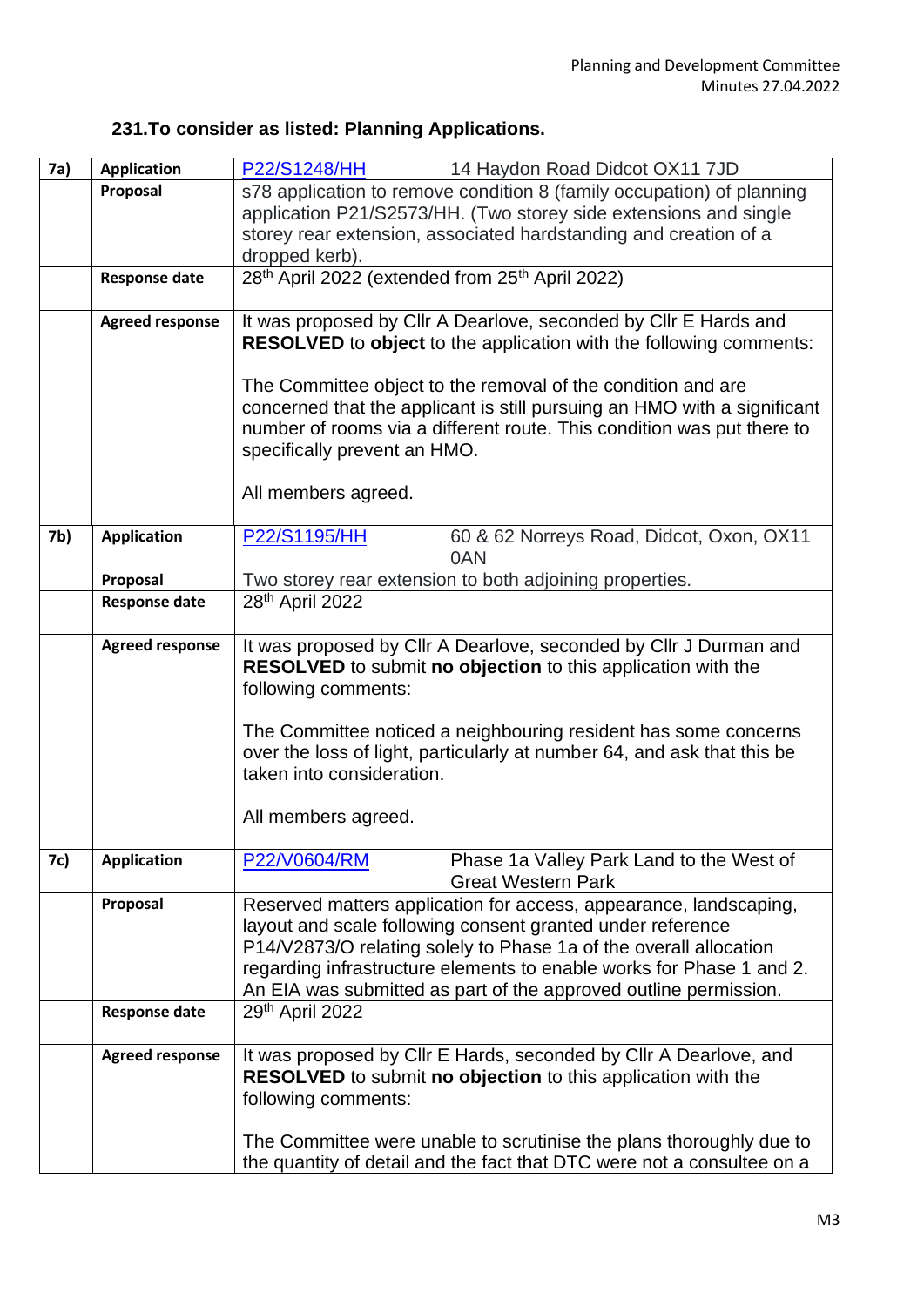## 231.To consider as listed: Planning Applications.

| | | | |
|---|---|---|---|
| **7a)** | **Application** | P22/S1248/HH | 14 Haydon Road Didcot OX11 7JD |
| | **Proposal** | s78 application to remove condition 8 (family occupation) of planning application P21/S2573/HH. (Two storey side extensions and single storey rear extension, associated hardstanding and creation of a dropped kerb). | |
| | **Response date** | 28th April 2022 (extended from 25th April 2022) | |
| | **Agreed response** | It was proposed by Cllr A Dearlove, seconded by Cllr E Hards and **RESOLVED** to **object** to the application with the following comments:<br><br>The Committee object to the removal of the condition and are concerned that the applicant is still pursuing an HMO with a significant number of rooms via a different route. This condition was put there to specifically prevent an HMO.<br><br>All members agreed. | |
| **7b)** | **Application** | P22/S1195/HH | 60 & 62 Norreys Road, Didcot, Oxon, OX11 0AN |
| | **Proposal** | Two storey rear extension to both adjoining properties. | |
| | **Response date** | 28th April 2022 | |
| | **Agreed response** | It was proposed by Cllr A Dearlove, seconded by Cllr J Durman and **RESOLVED** to submit **no objection** to this application with the following comments:<br><br>The Committee noticed a neighbouring resident has some concerns over the loss of light, particularly at number 64, and ask that this be taken into consideration.<br><br>All members agreed. | |
| **7c)** | **Application** | P22/V0604/RM | Phase 1a Valley Park Land to the West of Great Western Park |
| | **Proposal** | Reserved matters application for access, appearance, landscaping, layout and scale following consent granted under reference P14/V2873/O relating solely to Phase 1a of the overall allocation regarding infrastructure elements to enable works for Phase 1 and 2. An EIA was submitted as part of the approved outline permission. | |
| | **Response date** | 29th April 2022 | |
| | **Agreed response** | It was proposed by Cllr E Hards, seconded by Cllr A Dearlove, and **RESOLVED** to submit **no objection** to this application with the following comments:<br><br>The Committee were unable to scrutinise the plans thoroughly due to the quantity of detail and the fact that DTC were not a consultee on a | |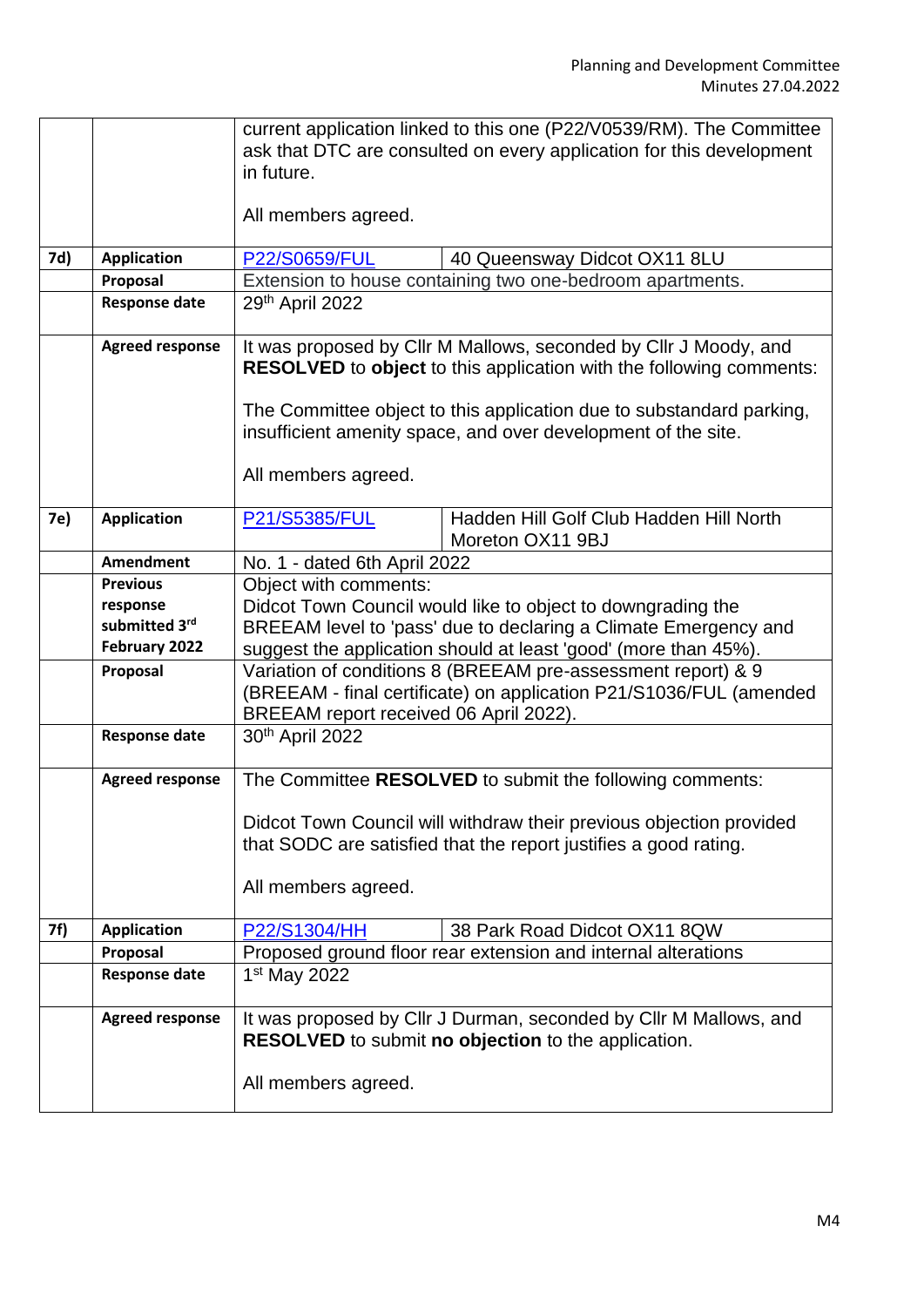| | | | |
|---|---|---|---|
| | | current application linked to this one (P22/V0539/RM). The Committee ask that DTC are consulted on every application for this development in future.<br><br>All members agreed. | |
| **7d)** | **Application** | P22/S0659/FUL | 40 Queensway Didcot OX11 8LU |
| | **Proposal** | Extension to house containing two one-bedroom apartments. | |
| | **Response date** | 29th April 2022 | |
| | **Agreed response** | It was proposed by Cllr M Mallows, seconded by Cllr J Moody, and **RESOLVED** to **object** to this application with the following comments:<br><br>The Committee object to this application due to substandard parking, insufficient amenity space, and over development of the site.<br><br>All members agreed. | |
| **7e)** | **Application** | P21/S5385/FUL | Hadden Hill Golf Club Hadden Hill North Moreton OX11 9BJ |
| | **Amendment** | No. 1 - dated 6th April 2022 | |
| | **Previous response submitted 3rd February 2022** | Object with comments:<br>Didcot Town Council would like to object to downgrading the BREEAM level to 'pass' due to declaring a Climate Emergency and suggest the application should at least 'good' (more than 45%). | |
| | **Proposal** | Variation of conditions 8 (BREEAM pre-assessment report) & 9 (BREEAM - final certificate) on application P21/S1036/FUL (amended BREEAM report received 06 April 2022). | |
| | **Response date** | 30th April 2022 | |
| | **Agreed response** | The Committee **RESOLVED** to submit the following comments:<br><br>Didcot Town Council will withdraw their previous objection provided that SODC are satisfied that the report justifies a good rating.<br><br>All members agreed. | |
| **7f)** | **Application** | P22/S1304/HH | 38 Park Road Didcot OX11 8QW |
| | **Proposal** | Proposed ground floor rear extension and internal alterations | |
| | **Response date** | 1st May 2022 | |
| | **Agreed response** | It was proposed by Cllr J Durman, seconded by Cllr M Mallows, and **RESOLVED** to submit **no objection** to the application.<br><br>All members agreed. | |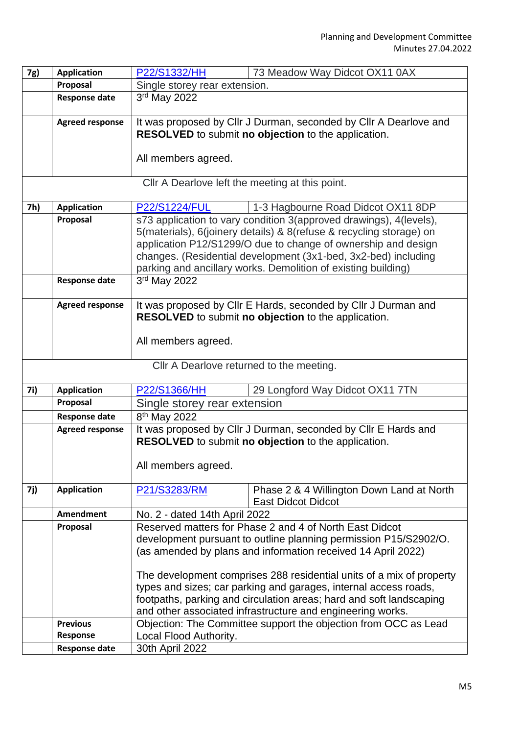| | | | |
|---|---|---|---|
| 7g) | **Application** | P22/S1332/HH | 73 Meadow Way Didcot OX11 0AX |
| | **Proposal** | Single storey rear extension. | |
| | **Response date** | 3rd May 2022 | |
| | **Agreed response** | It was proposed by Cllr J Durman, seconded by Cllr A Dearlove and **RESOLVED** to submit **no objection** to the application.<br><br>All members agreed. | |
| | | Cllr A Dearlove left the meeting at this point. | |
| 7h) | **Application** | P22/S1224/FUL | 1-3 Hagbourne Road Didcot OX11 8DP |
| | **Proposal** | s73 application to vary condition 3(approved drawings), 4(levels), 5(materials), 6(joinery details) & 8(refuse & recycling storage) on application P12/S1299/O due to change of ownership and design changes. (Residential development (3x1-bed, 3x2-bed) including parking and ancillary works. Demolition of existing building) | |
| | **Response date** | 3rd May 2022 | |
| | **Agreed response** | It was proposed by Cllr E Hards, seconded by Cllr J Durman and **RESOLVED** to submit **no objection** to the application.<br><br>All members agreed. | |
| | | Cllr A Dearlove returned to the meeting. | |
| 7i) | **Application** | P22/S1366/HH | 29 Longford Way Didcot OX11 7TN |
| | **Proposal** | Single storey rear extension | |
| | **Response date** | 8th May 2022 | |
| | **Agreed response** | It was proposed by Cllr J Durman, seconded by Cllr E Hards and **RESOLVED** to submit **no objection** to the application.<br><br>All members agreed. | |
| 7j) | **Application** | P21/S3283/RM | Phase 2 & 4 Willington Down Land at North East Didcot Didcot |
| | **Amendment** | No. 2 - dated 14th April 2022 | |
| | **Proposal** | Reserved matters for Phase 2 and 4 of North East Didcot development pursuant to outline planning permission P15/S2902/O. (as amended by plans and information received 14 April 2022)<br><br>The development comprises 288 residential units of a mix of property types and sizes; car parking and garages, internal access roads, footpaths, parking and circulation areas; hard and soft landscaping and other associated infrastructure and engineering works. | |
| | **Previous Response** | Objection: The Committee support the objection from OCC as Lead Local Flood Authority. | |
| | **Response date** | 30th April 2022 | |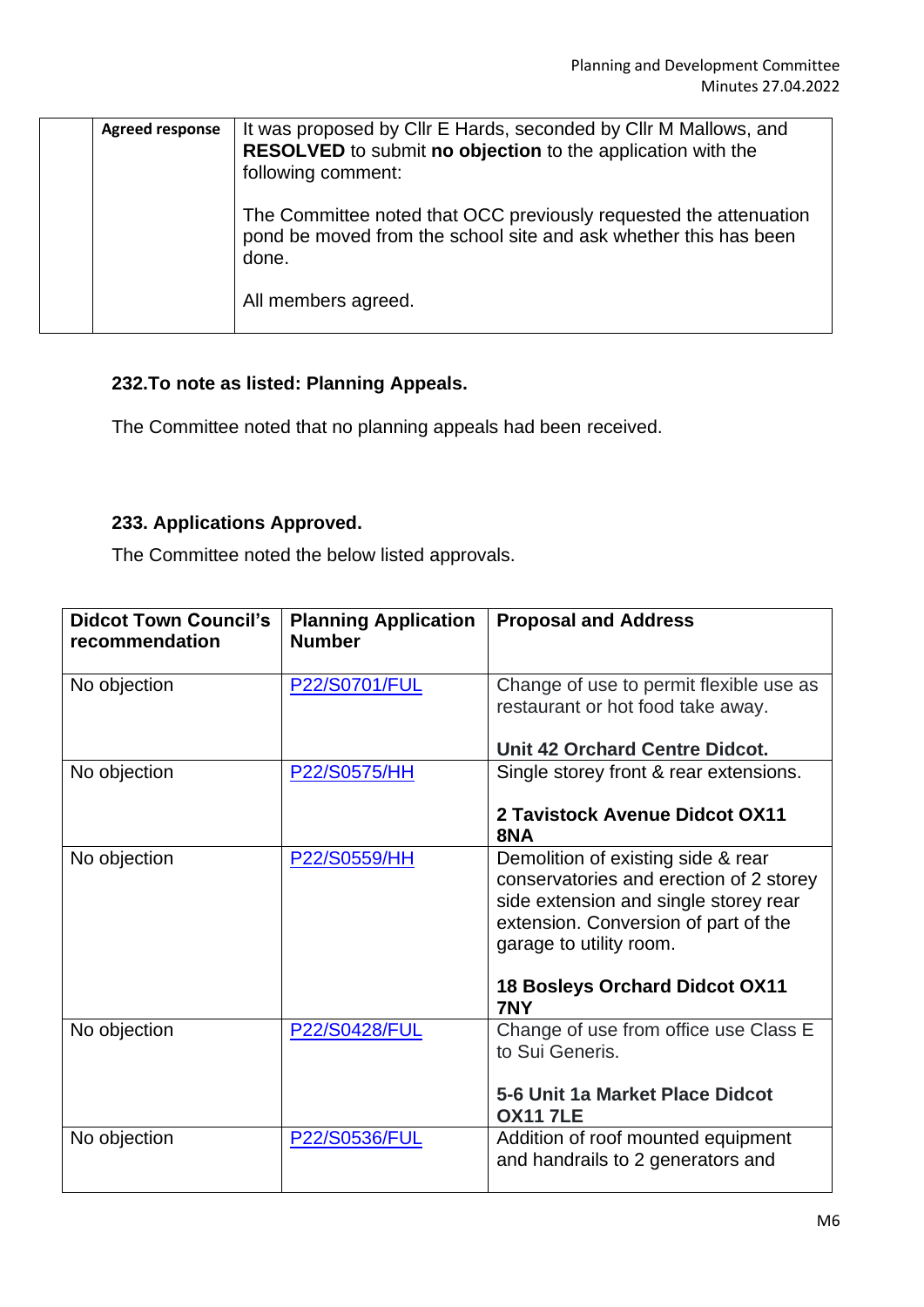| | Agreed response | It was proposed by Cllr E Hards, seconded by Cllr M Mallows, and **RESOLVED** to submit **no objection** to the application with the following comment:<br><br>The Committee noted that OCC previously requested the attenuation pond be moved from the school site and ask whether this has been done.<br><br>All members agreed. |
|---|---|---|

### 232.To note as listed: Planning Appeals.

The Committee noted that no planning appeals had been received.

### 233. Applications Approved.

The Committee noted the below listed approvals.

| Didcot Town Council's recommendation | Planning Application Number | Proposal and Address |
|---|---|---|
| No objection | P22/S0701/FUL | Change of use to permit flexible use as restaurant or hot food take away.<br><br>**Unit 42 Orchard Centre Didcot.** |
| No objection | P22/S0575/HH | Single storey front & rear extensions.<br><br>**2 Tavistock Avenue Didcot OX11 8NA** |
| No objection | P22/S0559/HH | Demolition of existing side & rear conservatories and erection of 2 storey side extension and single storey rear extension. Conversion of part of the garage to utility room.<br><br>**18 Bosleys Orchard Didcot OX11 7NY** |
| No objection | P22/S0428/FUL | Change of use from office use Class E to Sui Generis.<br><br>**5-6 Unit 1a Market Place Didcot OX11 7LE** |
| No objection | P22/S0536/FUL | Addition of roof mounted equipment and handrails to 2 generators and |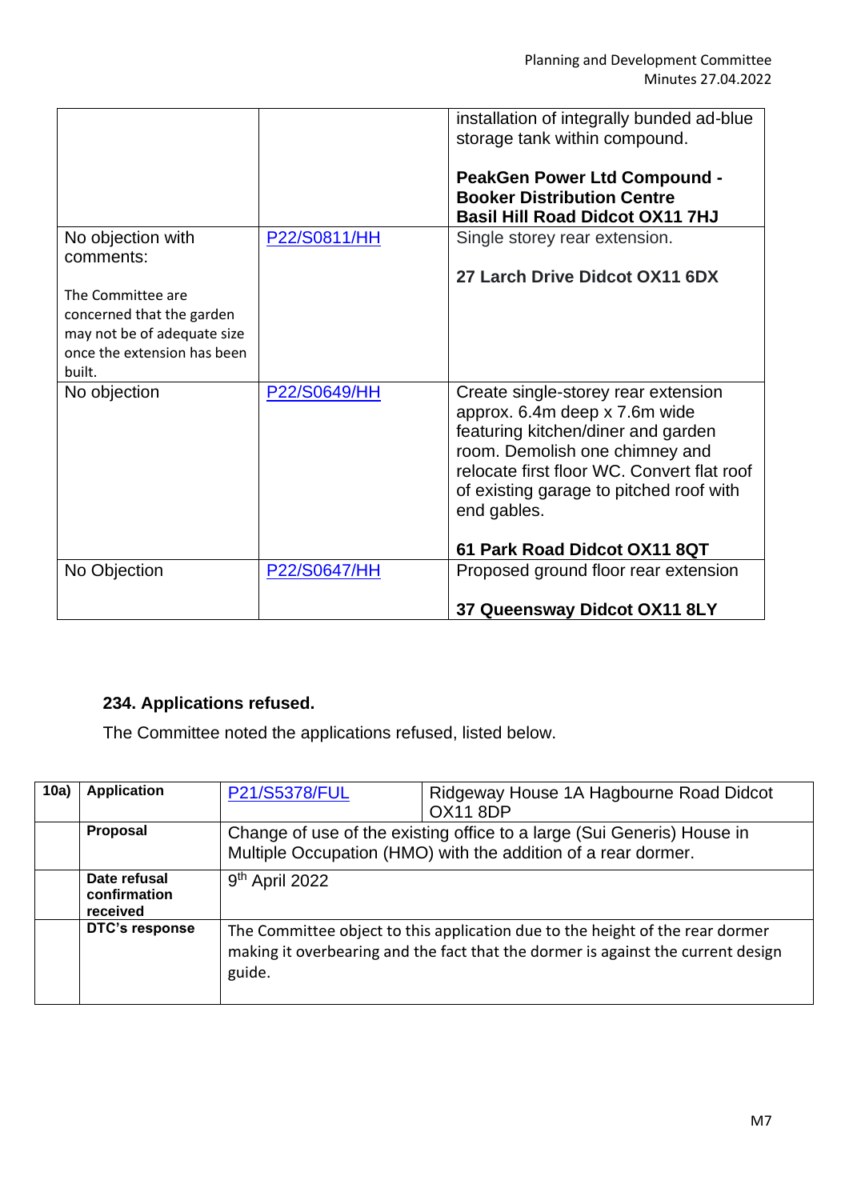| | | |
|---|---|---|
| | | installation of integrally bunded ad-blue storage tank within compound.<br><br>**PeakGen Power Ltd Compound - Booker Distribution Centre Basil Hill Road Didcot OX11 7HJ** |
| No objection with comments:<br><br>The Committee are concerned that the garden may not be of adequate size once the extension has been built. | P22/S0811/HH | Single storey rear extension.<br><br>**27 Larch Drive Didcot OX11 6DX** |
| No objection | P22/S0649/HH | Create single-storey rear extension approx. 6.4m deep x 7.6m wide featuring kitchen/diner and garden room. Demolish one chimney and relocate first floor WC. Convert flat roof of existing garage to pitched roof with end gables.<br><br>**61 Park Road Didcot OX11 8QT** |
| No Objection | P22/S0647/HH | Proposed ground floor rear extension<br><br>**37 Queensway Didcot OX11 8LY** |

### 234. Applications refused.

The Committee noted the applications refused, listed below.

| 10a) | Application | P21/S5378/FUL | Ridgeway House 1A Hagbourne Road Didcot OX11 8DP |
|---|---|---|---|
| | **Proposal** | Change of use of the existing office to a large (Sui Generis) House in Multiple Occupation (HMO) with the addition of a rear dormer. | |
| | **Date refusal confirmation received** | 9th April 2022 | |
| | **DTC's response** | The Committee object to this application due to the height of the rear dormer making it overbearing and the fact that the dormer is against the current design guide. | |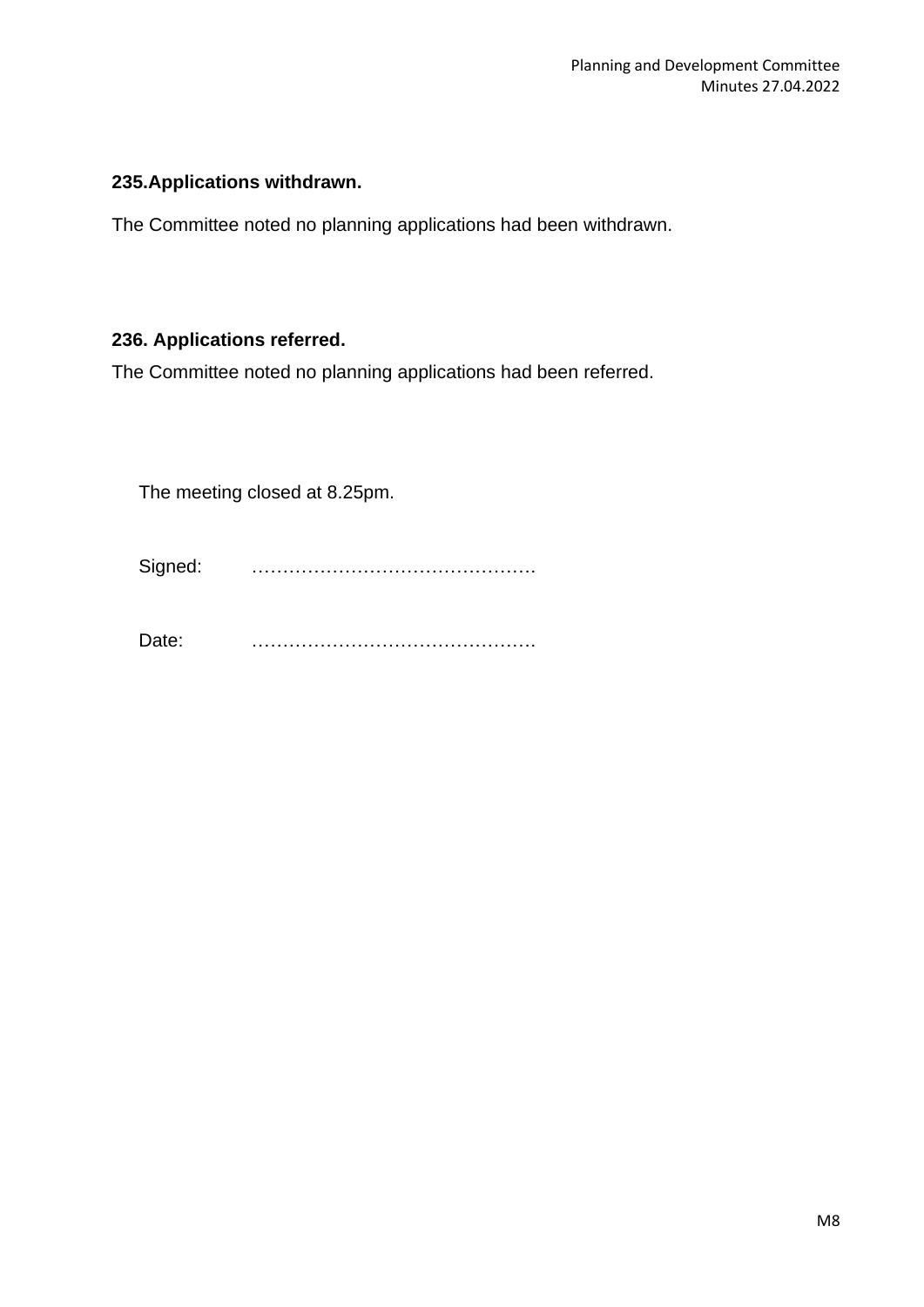**235.Applications withdrawn.**

The Committee noted no planning applications had been withdrawn.

**236. Applications referred.**

The Committee noted no planning applications had been referred.

The meeting closed at 8.25pm.

Signed: ………………………………………

Date: ………………………………………